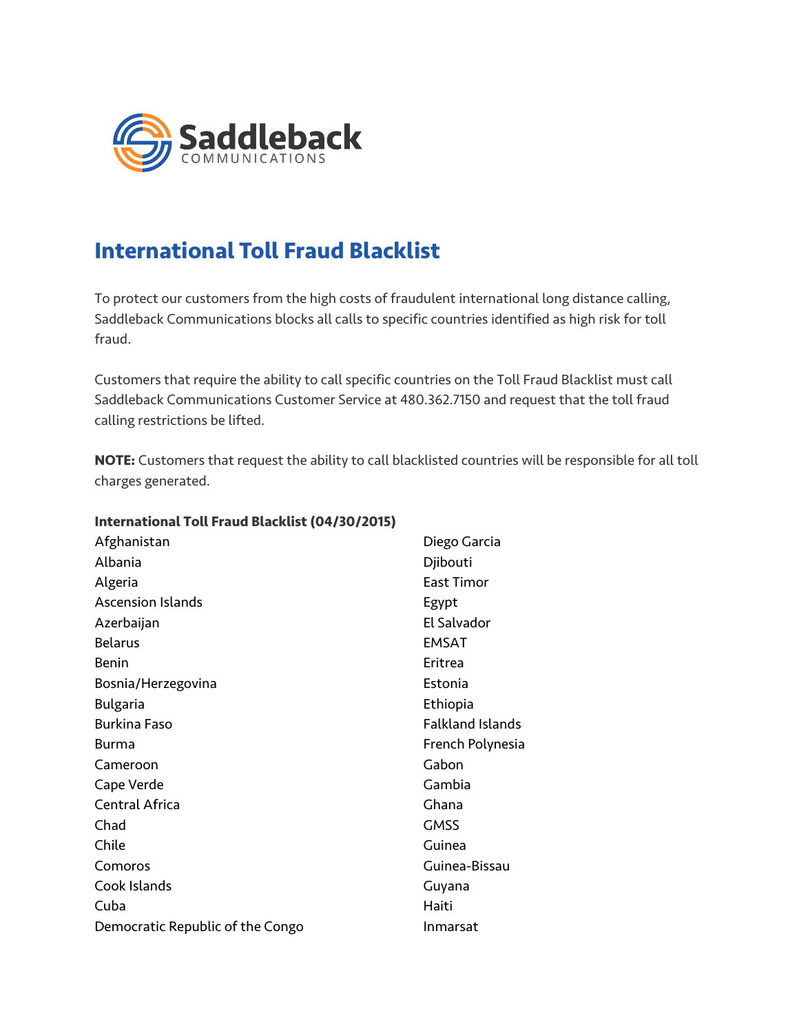Saddleback COMMUNICATIONS

# International Toll Fraud Blacklist

To protect our customers from the high costs of fraudulent international long distance calling, Saddleback Communications blocks all calls to specific countries identified as high risk for toll fraud.

Customers that require the ability to call specific countries on the Toll Fraud Blacklist must call Saddleback Communications Customer Service at 480.362.7150 and request that the toll fraud calling restrictions be lifted.

**NOTE:** Customers that request the ability to call blacklisted countries will be responsible for all toll charges generated.

**International Toll Fraud Blacklist (04/30/2015)**

Afghanistan
Albania
Algeria
Ascension Islands
Azerbaijan
Belarus
Benin
Bosnia/Herzegovina
Bulgaria
Burkina Faso
Burma
Cameroon
Cape Verde
Central Africa
Chad
Chile
Comoros
Cook Islands
Cuba
Democratic Republic of the Congo
Diego Garcia
Djibouti
East Timor
Egypt
El Salvador
EMSAT
Eritrea
Estonia
Ethiopia
Falkland Islands
French Polynesia
Gabon
Gambia
Ghana
GMSS
Guinea
Guinea-Bissau
Guyana
Haiti
Inmarsat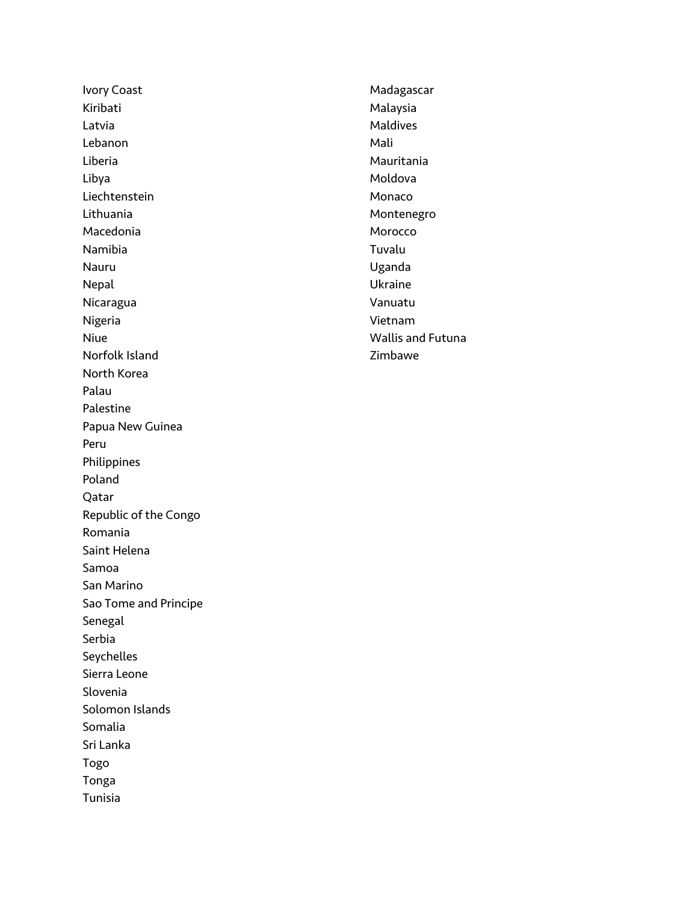Ivory Coast
Kiribati
Latvia
Lebanon
Liberia
Libya
Liechtenstein
Lithuania
Macedonia
Namibia
Nauru
Nepal
Nicaragua
Nigeria
Niue
Norfolk Island
North Korea
Palau
Palestine
Papua New Guinea
Peru
Philippines
Poland
Qatar
Republic of the Congo
Romania
Saint Helena
Samoa
San Marino
Sao Tome and Principe
Senegal
Serbia
Seychelles
Sierra Leone
Slovenia
Solomon Islands
Somalia
Sri Lanka
Togo
Tonga
Tunisia
Madagascar
Malaysia
Maldives
Mali
Mauritania
Moldova
Monaco
Montenegro
Morocco
Tuvalu
Uganda
Ukraine
Vanuatu
Vietnam
Wallis and Futuna
Zimbawe